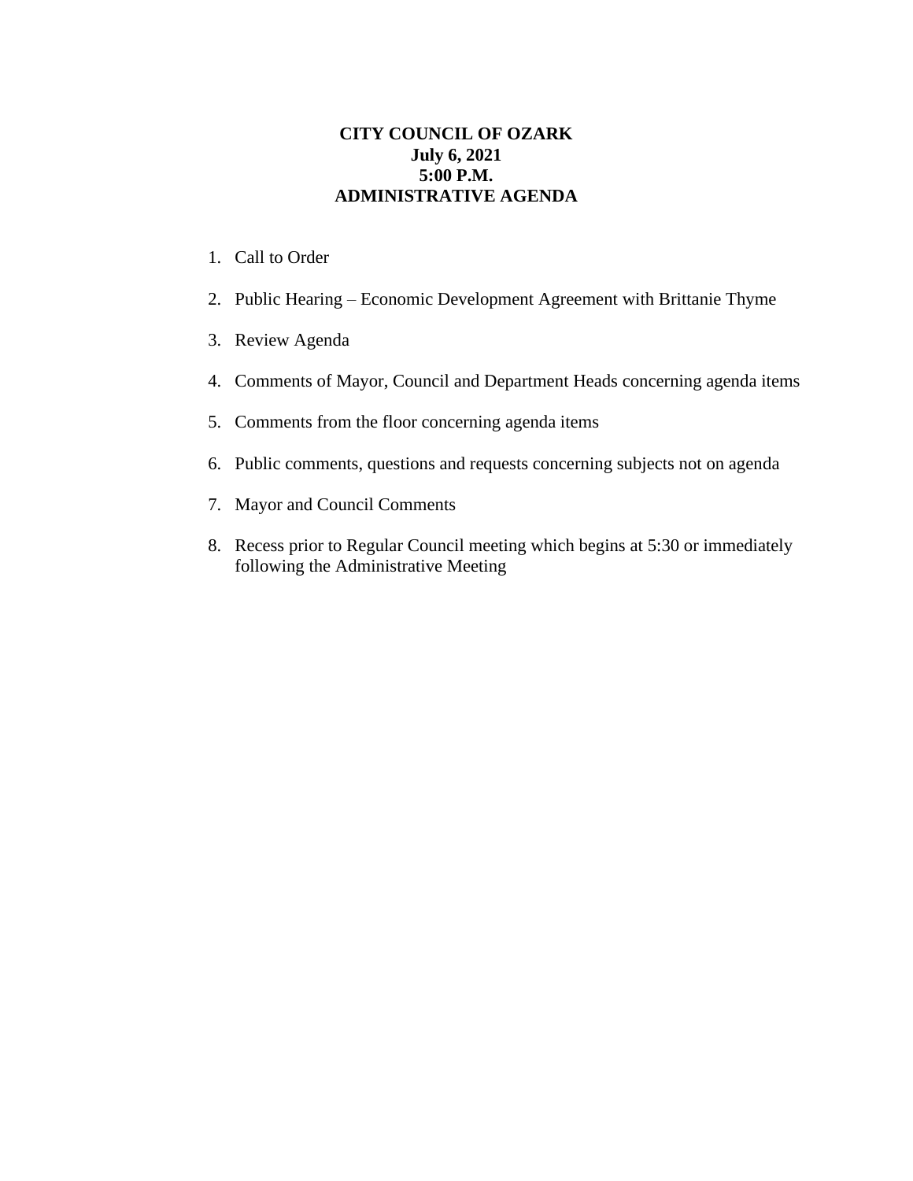# CITY COUNCIL OF OZARK
## July 6, 2021
## 5:00 P.M.
## ADMINISTRATIVE AGENDA

1. Call to Order
2. Public Hearing – Economic Development Agreement with Brittanie Thyme
3. Review Agenda
4. Comments of Mayor, Council and Department Heads concerning agenda items
5. Comments from the floor concerning agenda items
6. Public comments, questions and requests concerning subjects not on agenda
7. Mayor and Council Comments
8. Recess prior to Regular Council meeting which begins at 5:30 or immediately following the Administrative Meeting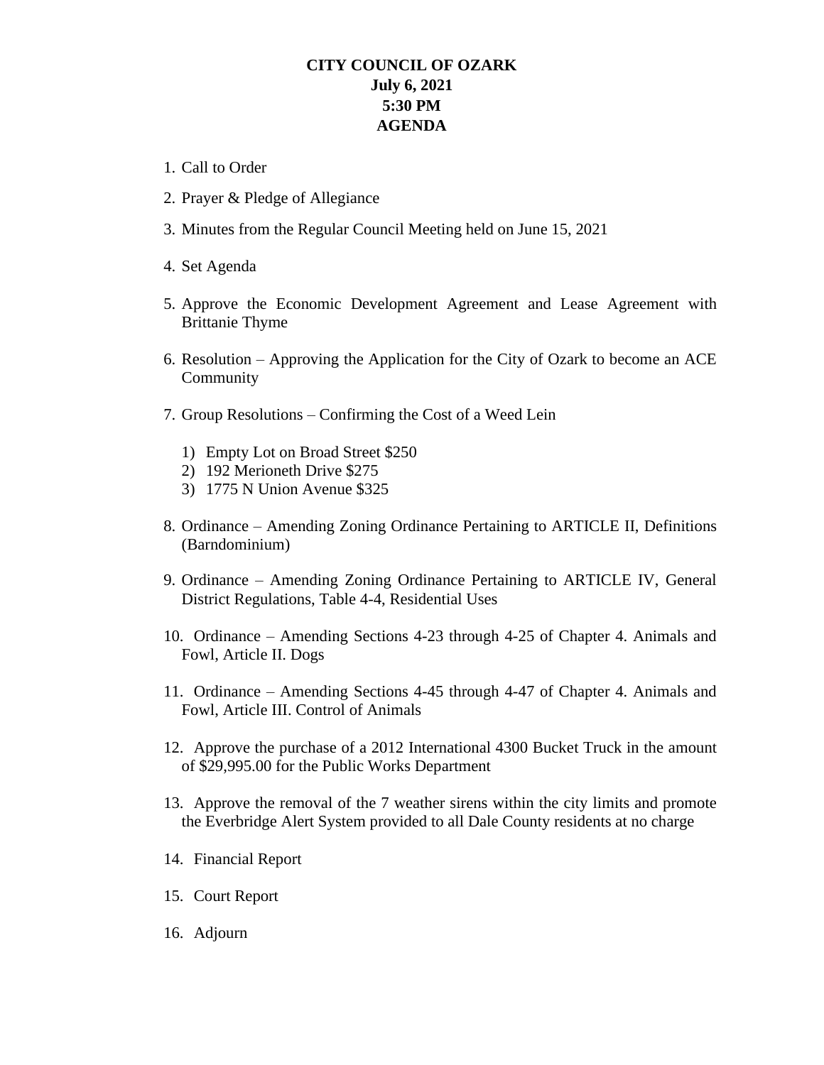**CITY COUNCIL OF OZARK**
**July 6, 2021**
**5:30 PM**
**AGENDA**

1. Call to Order
2. Prayer & Pledge of Allegiance
3. Minutes from the Regular Council Meeting held on June 15, 2021
4. Set Agenda
5. Approve the Economic Development Agreement and Lease Agreement with Brittanie Thyme
6. Resolution – Approving the Application for the City of Ozark to become an ACE Community
7. Group Resolutions – Confirming the Cost of a Weed Lein
   1) Empty Lot on Broad Street $250
   2) 192 Merioneth Drive $275
   3) 1775 N Union Avenue $325
8. Ordinance – Amending Zoning Ordinance Pertaining to ARTICLE II, Definitions (Barndominium)
9. Ordinance – Amending Zoning Ordinance Pertaining to ARTICLE IV, General District Regulations, Table 4-4, Residential Uses
10. Ordinance – Amending Sections 4-23 through 4-25 of Chapter 4. Animals and Fowl, Article II. Dogs
11. Ordinance – Amending Sections 4-45 through 4-47 of Chapter 4. Animals and Fowl, Article III. Control of Animals
12. Approve the purchase of a 2012 International 4300 Bucket Truck in the amount of $29,995.00 for the Public Works Department
13. Approve the removal of the 7 weather sirens within the city limits and promote the Everbridge Alert System provided to all Dale County residents at no charge
14. Financial Report
15. Court Report
16. Adjourn